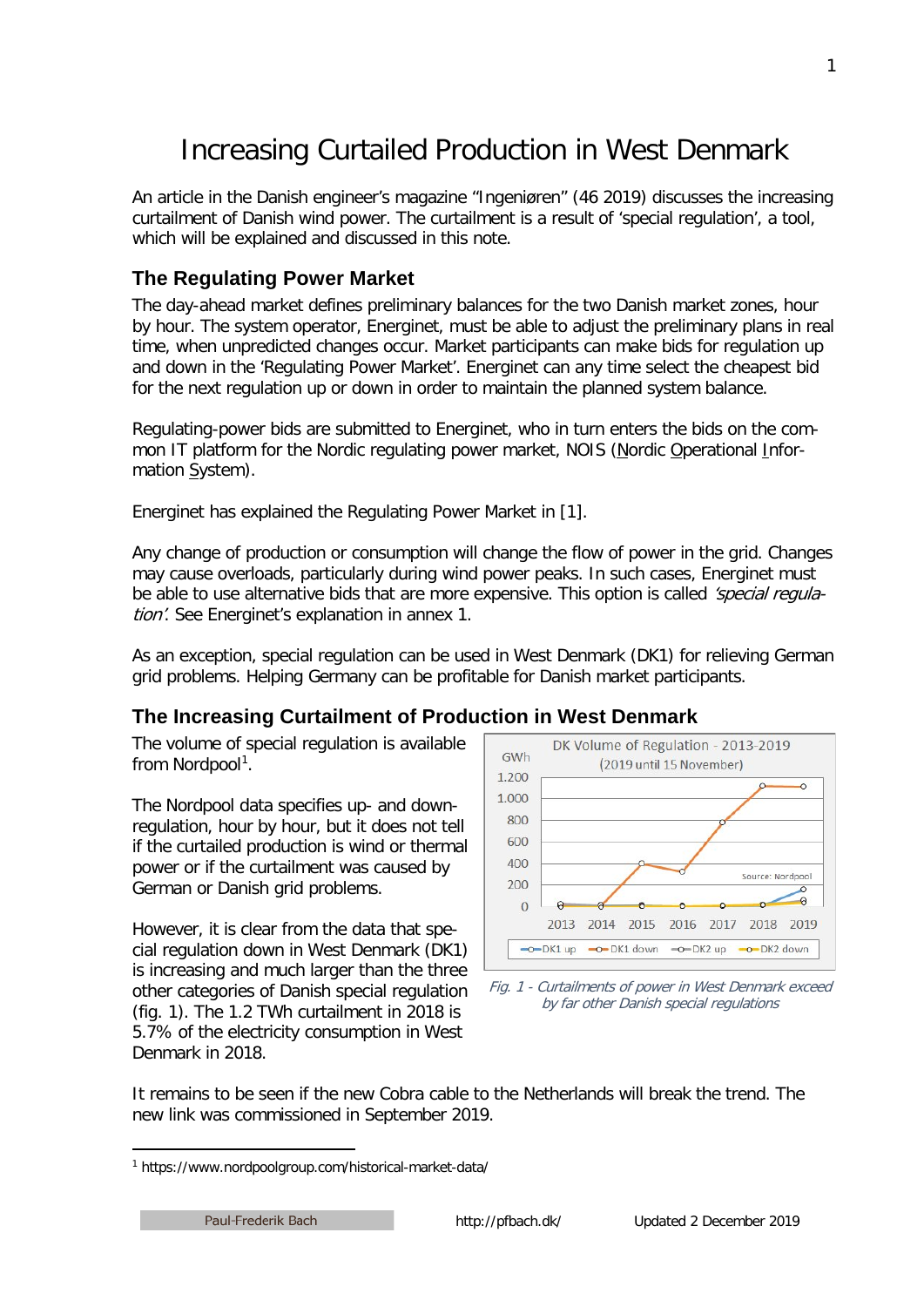// Increasing Curtailed Production in West Denmark

An article in the Danish engineer's magazine "Ingeniøren" (46 2019) discusses the increasing curtailment of Danish wind power. The curtailment is a result of 'special regulation', a tool, which will be explained and discussed in this note.

## The Regulating Power Market

The day-ahead market defines preliminary balances for the two Danish market zones, hour by hour. The system operator, Energinet, must be able to adjust the preliminary plans in real time, when unpredicted changes occur. Market participants can make bids for regulation up and down in the 'Regulating Power Market'. Energinet can any time select the cheapest bid for the next regulation up or down in order to maintain the planned system balance.

Regulating-power bids are submitted to Energinet, who in turn enters the bids on the common IT platform for the Nordic regulating power market, NOIS (Nordic Operational Information System).

Energinet has explained the Regulating Power Market in [1].

Any change of production or consumption will change the flow of power in the grid. Changes may cause overloads, particularly during wind power peaks. In such cases, Energinet must be able to use alternative bids that are more expensive. This option is called *'special regulation'*. See Energinet's explanation in annex 1.

As an exception, special regulation can be used in West Denmark (DK1) for relieving German grid problems. Helping Germany can be profitable for Danish market participants.

## The Increasing Curtailment of Production in West Denmark

The volume of special regulation is available from Nordpool[1].

The Nordpool data specifies up- and down-regulation, hour by hour, but it does not tell if the curtailed production is wind or thermal power or if the curtailment was caused by German or Danish grid problems.

However, it is clear from the data that special regulation down in West Denmark (DK1) is increasing and much larger than the three other categories of Danish special regulation (fig. 1). The 1.2 TWh curtailment in 2018 is 5.7% of the electricity consumption in West Denmark in 2018.

*Fig. 1 - Curtailments of power in West Denmark exceed by far other Danish special regulations*

It remains to be seen if the new Cobra cable to the Netherlands will break the trend. The new link was commissioned in September 2019.

---

[1] https://www.nordpoolgroup.com/historical-market-data/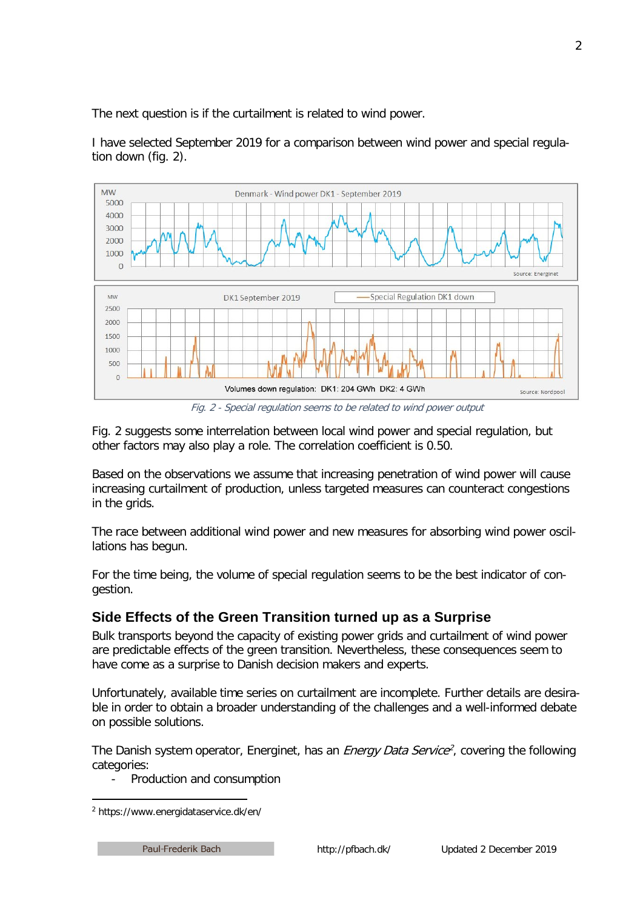The next question is if the curtailment is related to wind power.

I have selected September 2019 for a comparison between wind power and special regulation down (fig. 2).

*Fig. 2 - Special regulation seems to be related to wind power output*

Fig. 2 suggests some interrelation between local wind power and special regulation, but other factors may also play a role. The correlation coefficient is 0.50.

Based on the observations we assume that increasing penetration of wind power will cause increasing curtailment of production, unless targeted measures can counteract congestions in the grids.

The race between additional wind power and new measures for absorbing wind power oscillations has begun.

For the time being, the volume of special regulation seems to be the best indicator of congestion.

## Side Effects of the Green Transition turned up as a Surprise

Bulk transports beyond the capacity of existing power grids and curtailment of wind power are predictable effects of the green transition. Nevertheless, these consequences seem to have come as a surprise to Danish decision makers and experts.

Unfortunately, available time series on curtailment are incomplete. Further details are desirable in order to obtain a broader understanding of the challenges and a well-informed debate on possible solutions.

The Danish system operator, Energinet, has an *Energy Data Service*[2], covering the following categories:

- Production and consumption

[2] https://www.energidataservice.dk/en/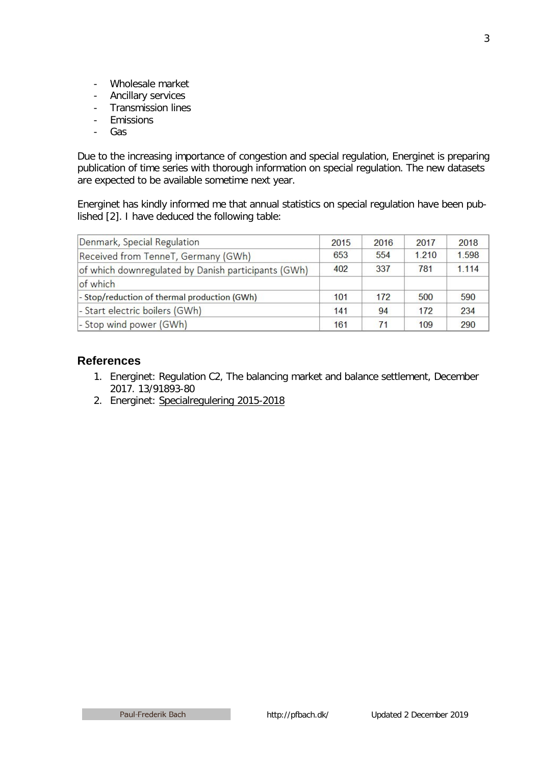- Wholesale market
- Ancillary services
- Transmission lines
- Emissions
- Gas

Due to the increasing importance of congestion and special regulation, Energinet is preparing publication of time series with thorough information on special regulation. The new datasets are expected to be available sometime next year.

Energinet has kindly informed me that annual statistics on special regulation have been published [2]. I have deduced the following table:

| Denmark, Special Regulation | 2015 | 2016 | 2017 | 2018 |
|---|---|---|---|---|
| Received from TenneT, Germany (GWh) | 653 | 554 | 1.210 | 1.598 |
| of which downregulated by Danish participants (GWh) | 402 | 337 | 781 | 1.114 |
| of which | | | | |
| - Stop/reduction of thermal production (GWh) | 101 | 172 | 500 | 590 |
| - Start electric boilers (GWh) | 141 | 94 | 172 | 234 |
| - Stop wind power (GWh) | 161 | 71 | 109 | 290 |

## References

1. Energinet: Regulation C2, The balancing market and balance settlement, December 2017. 13/91893-80
2. Energinet: Specialregulering 2015-2018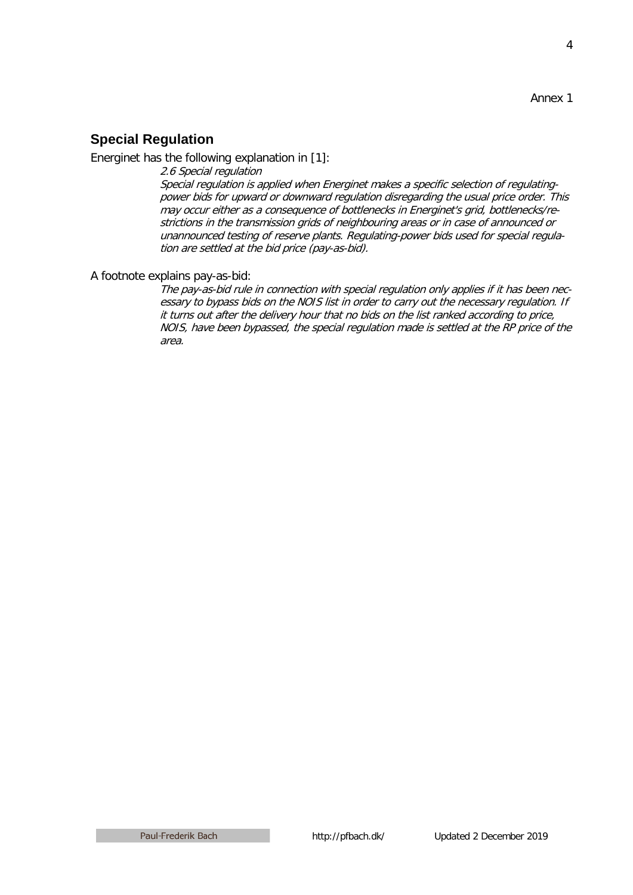Annex 1

## Special Regulation

Energinet has the following explanation in [1]:

> *2.6 Special regulation*
>
> *Special regulation is applied when Energinet makes a specific selection of regulating-power bids for upward or downward regulation disregarding the usual price order. This may occur either as a consequence of bottlenecks in Energinet's grid, bottlenecks/restrictions in the transmission grids of neighbouring areas or in case of announced or unannounced testing of reserve plants. Regulating-power bids used for special regulation are settled at the bid price (pay-as-bid).*

A footnote explains pay-as-bid:

> *The pay-as-bid rule in connection with special regulation only applies if it has been necessary to bypass bids on the NOIS list in order to carry out the necessary regulation. If it turns out after the delivery hour that no bids on the list ranked according to price, NOIS, have been bypassed, the special regulation made is settled at the RP price of the area.*